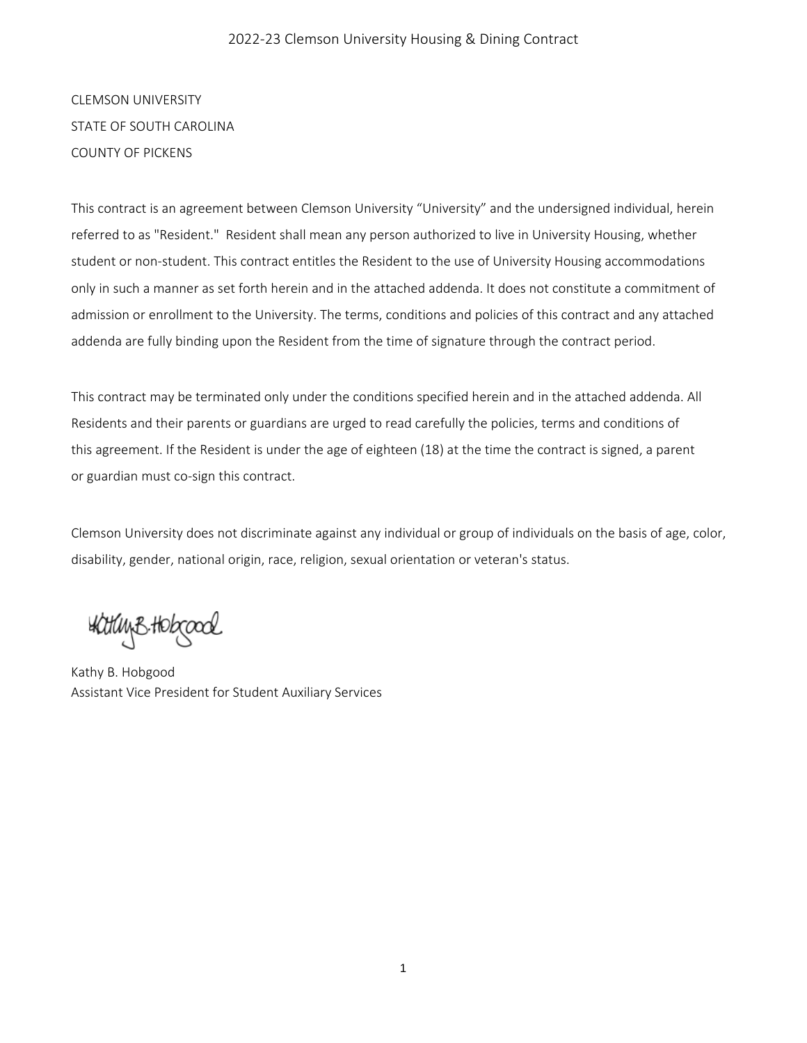# 2022-23 Clemson University Housing & Dining Contract

CLEMSON UNIVERSITY
STATE OF SOUTH CAROLINA
COUNTY OF PICKENS

This contract is an agreement between Clemson University "University" and the undersigned individual, herein referred to as "Resident." Resident shall mean any person authorized to live in University Housing, whether student or non-student. This contract entitles the Resident to the use of University Housing accommodations only in such a manner as set forth herein and in the attached addenda. It does not constitute a commitment of admission or enrollment to the University. The terms, conditions and policies of this contract and any attached addenda are fully binding upon the Resident from the time of signature through the contract period.

This contract may be terminated only under the conditions specified herein and in the attached addenda. All Residents and their parents or guardians are urged to read carefully the policies, terms and conditions of this agreement. If the Resident is under the age of eighteen (18) at the time the contract is signed, a parent or guardian must co-sign this contract.

Clemson University does not discriminate against any individual or group of individuals on the basis of age, color, disability, gender, national origin, race, religion, sexual orientation or veteran's status.

Kathy B. Hobgood
Assistant Vice President for Student Auxiliary Services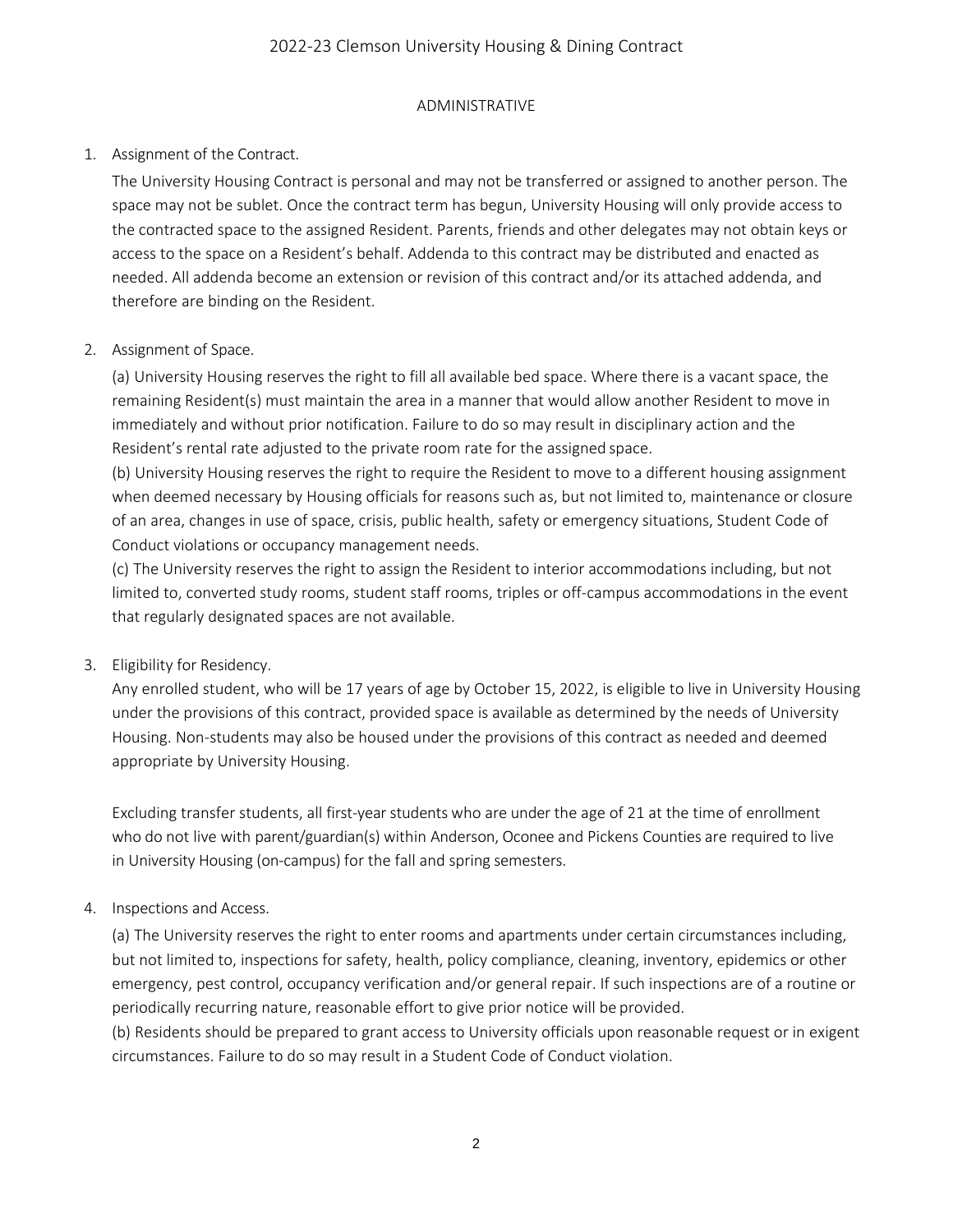## ADMINISTRATIVE

1. Assignment of the Contract.

   The University Housing Contract is personal and may not be transferred or assigned to another person. The space may not be sublet. Once the contract term has begun, University Housing will only provide access to the contracted space to the assigned Resident. Parents, friends and other delegates may not obtain keys or access to the space on a Resident's behalf. Addenda to this contract may be distributed and enacted as needed. All addenda become an extension or revision of this contract and/or its attached addenda, and therefore are binding on the Resident.

2. Assignment of Space.

   (a) University Housing reserves the right to fill all available bed space. Where there is a vacant space, the remaining Resident(s) must maintain the area in a manner that would allow another Resident to move in immediately and without prior notification. Failure to do so may result in disciplinary action and the Resident's rental rate adjusted to the private room rate for the assigned space.

   (b) University Housing reserves the right to require the Resident to move to a different housing assignment when deemed necessary by Housing officials for reasons such as, but not limited to, maintenance or closure of an area, changes in use of space, crisis, public health, safety or emergency situations, Student Code of Conduct violations or occupancy management needs.

   (c) The University reserves the right to assign the Resident to interior accommodations including, but not limited to, converted study rooms, student staff rooms, triples or off-campus accommodations in the event that regularly designated spaces are not available.

3. Eligibility for Residency.

   Any enrolled student, who will be 17 years of age by October 15, 2022, is eligible to live in University Housing under the provisions of this contract, provided space is available as determined by the needs of University Housing. Non-students may also be housed under the provisions of this contract as needed and deemed appropriate by University Housing.

   Excluding transfer students, all first-year students who are under the age of 21 at the time of enrollment who do not live with parent/guardian(s) within Anderson, Oconee and Pickens Counties are required to live in University Housing (on-campus) for the fall and spring semesters.

4. Inspections and Access.

   (a) The University reserves the right to enter rooms and apartments under certain circumstances including, but not limited to, inspections for safety, health, policy compliance, cleaning, inventory, epidemics or other emergency, pest control, occupancy verification and/or general repair. If such inspections are of a routine or periodically recurring nature, reasonable effort to give prior notice will be provided.

   (b) Residents should be prepared to grant access to University officials upon reasonable request or in exigent circumstances. Failure to do so may result in a Student Code of Conduct violation.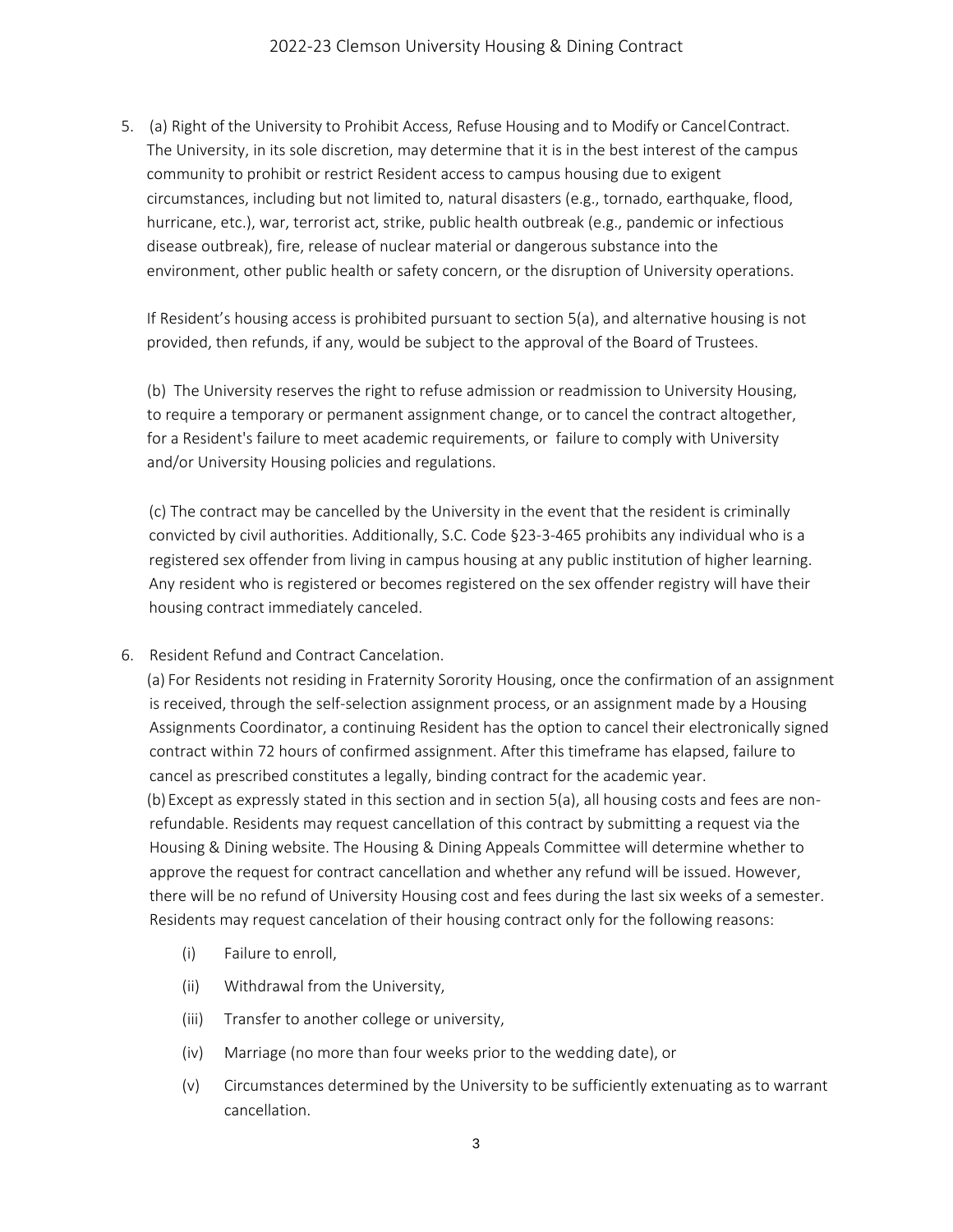5. (a) Right of the University to Prohibit Access, Refuse Housing and to Modify or Cancel Contract. The University, in its sole discretion, may determine that it is in the best interest of the campus community to prohibit or restrict Resident access to campus housing due to exigent circumstances, including but not limited to, natural disasters (e.g., tornado, earthquake, flood, hurricane, etc.), war, terrorist act, strike, public health outbreak (e.g., pandemic or infectious disease outbreak), fire, release of nuclear material or dangerous substance into the environment, other public health or safety concern, or the disruption of University operations.

   If Resident's housing access is prohibited pursuant to section 5(a), and alternative housing is not provided, then refunds, if any, would be subject to the approval of the Board of Trustees.

   (b) The University reserves the right to refuse admission or readmission to University Housing, to require a temporary or permanent assignment change, or to cancel the contract altogether, for a Resident's failure to meet academic requirements, or failure to comply with University and/or University Housing policies and regulations.

   (c) The contract may be cancelled by the University in the event that the resident is criminally convicted by civil authorities. Additionally, S.C. Code §23-3-465 prohibits any individual who is a registered sex offender from living in campus housing at any public institution of higher learning. Any resident who is registered or becomes registered on the sex offender registry will have their housing contract immediately canceled.

6. Resident Refund and Contract Cancelation.

   (a) For Residents not residing in Fraternity Sorority Housing, once the confirmation of an assignment is received, through the self-selection assignment process, or an assignment made by a Housing Assignments Coordinator, a continuing Resident has the option to cancel their electronically signed contract within 72 hours of confirmed assignment. After this timeframe has elapsed, failure to cancel as prescribed constitutes a legally, binding contract for the academic year.

   (b) Except as expressly stated in this section and in section 5(a), all housing costs and fees are non-refundable. Residents may request cancellation of this contract by submitting a request via the Housing & Dining website. The Housing & Dining Appeals Committee will determine whether to approve the request for contract cancellation and whether any refund will be issued. However, there will be no refund of University Housing cost and fees during the last six weeks of a semester. Residents may request cancelation of their housing contract only for the following reasons:

      (i) Failure to enroll,

      (ii) Withdrawal from the University,

      (iii) Transfer to another college or university,

      (iv) Marriage (no more than four weeks prior to the wedding date), or

      (v) Circumstances determined by the University to be sufficiently extenuating as to warrant cancellation.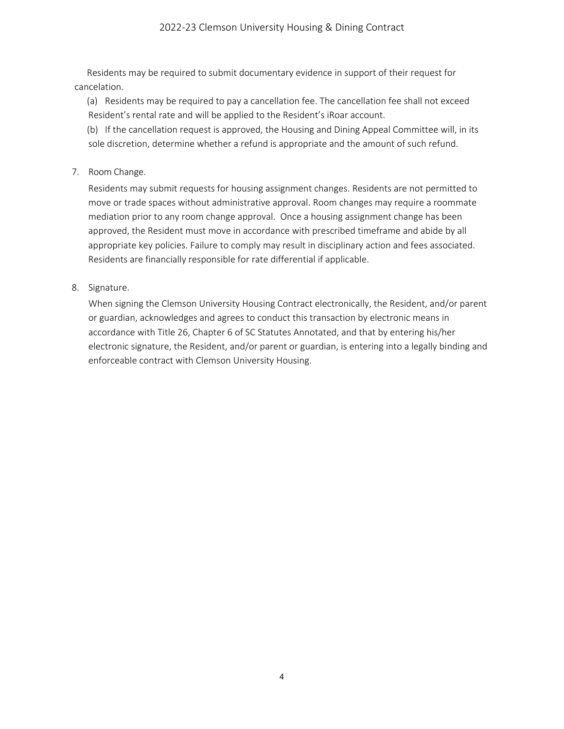Residents may be required to submit documentary evidence in support of their request for cancelation.

(a) Residents may be required to pay a cancellation fee. The cancellation fee shall not exceed Resident's rental rate and will be applied to the Resident's iRoar account.

(b) If the cancellation request is approved, the Housing and Dining Appeal Committee will, in its sole discretion, determine whether a refund is appropriate and the amount of such refund.

7. Room Change.

   Residents may submit requests for housing assignment changes. Residents are not permitted to move or trade spaces without administrative approval. Room changes may require a roommate mediation prior to any room change approval. Once a housing assignment change has been approved, the Resident must move in accordance with prescribed timeframe and abide by all appropriate key policies. Failure to comply may result in disciplinary action and fees associated. Residents are financially responsible for rate differential if applicable.

8. Signature.

   When signing the Clemson University Housing Contract electronically, the Resident, and/or parent or guardian, acknowledges and agrees to conduct this transaction by electronic means in accordance with Title 26, Chapter 6 of SC Statutes Annotated, and that by entering his/her electronic signature, the Resident, and/or parent or guardian, is entering into a legally binding and enforceable contract with Clemson University Housing.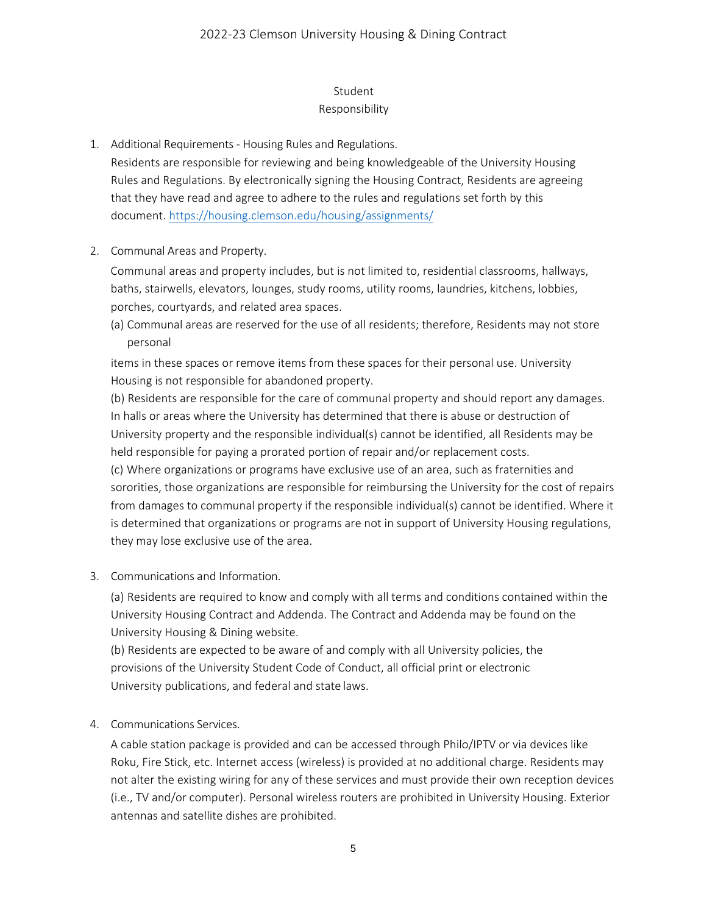## Student Responsibility

1. Additional Requirements - Housing Rules and Regulations.

   Residents are responsible for reviewing and being knowledgeable of the University Housing Rules and Regulations. By electronically signing the Housing Contract, Residents are agreeing that they have read and agree to adhere to the rules and regulations set forth by this document. https://housing.clemson.edu/housing/assignments/

2. Communal Areas and Property.

   Communal areas and property includes, but is not limited to, residential classrooms, hallways, baths, stairwells, elevators, lounges, study rooms, utility rooms, laundries, kitchens, lobbies, porches, courtyards, and related area spaces.

   (a) Communal areas are reserved for the use of all residents; therefore, Residents may not store personal items in these spaces or remove items from these spaces for their personal use. University Housing is not responsible for abandoned property.

   (b) Residents are responsible for the care of communal property and should report any damages. In halls or areas where the University has determined that there is abuse or destruction of University property and the responsible individual(s) cannot be identified, all Residents may be held responsible for paying a prorated portion of repair and/or replacement costs.

   (c) Where organizations or programs have exclusive use of an area, such as fraternities and sororities, those organizations are responsible for reimbursing the University for the cost of repairs from damages to communal property if the responsible individual(s) cannot be identified. Where it is determined that organizations or programs are not in support of University Housing regulations, they may lose exclusive use of the area.

3. Communications and Information.

   (a) Residents are required to know and comply with all terms and conditions contained within the University Housing Contract and Addenda. The Contract and Addenda may be found on the University Housing & Dining website.

   (b) Residents are expected to be aware of and comply with all University policies, the provisions of the University Student Code of Conduct, all official print or electronic University publications, and federal and state laws.

4. Communications Services.

   A cable station package is provided and can be accessed through Philo/IPTV or via devices like Roku, Fire Stick, etc. Internet access (wireless) is provided at no additional charge. Residents may not alter the existing wiring for any of these services and must provide their own reception devices (i.e., TV and/or computer). Personal wireless routers are prohibited in University Housing. Exterior antennas and satellite dishes are prohibited.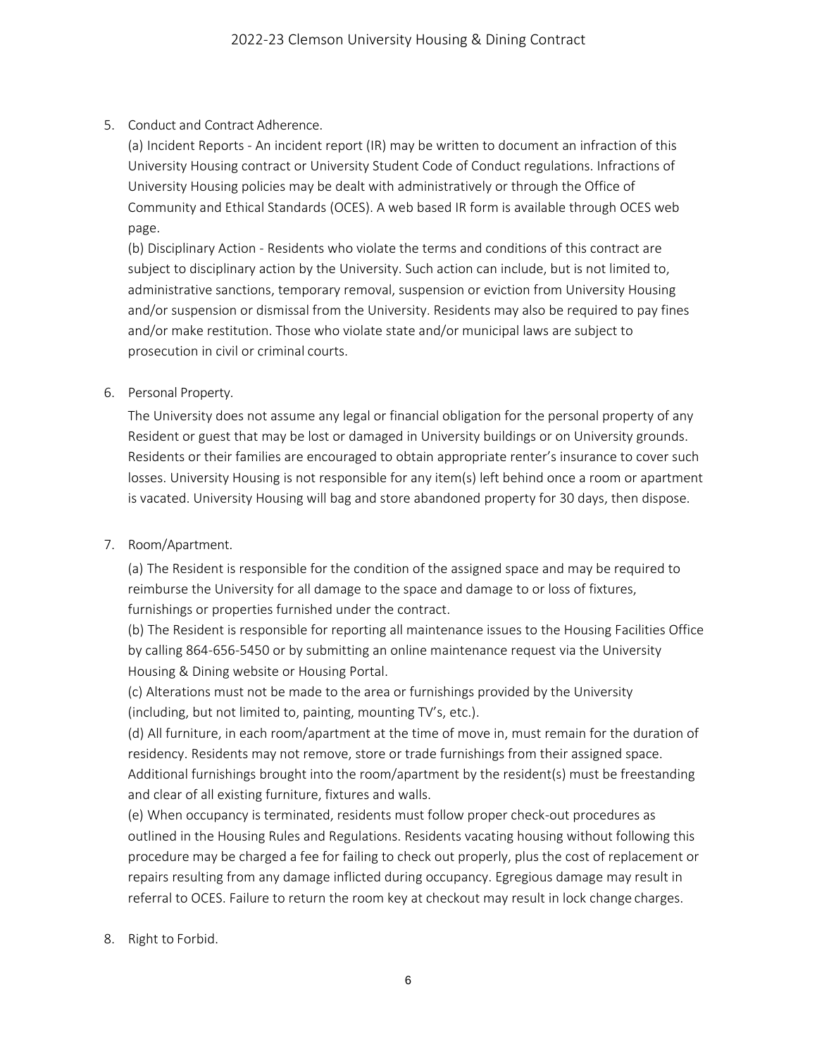5. Conduct and Contract Adherence.

   (a) Incident Reports - An incident report (IR) may be written to document an infraction of this University Housing contract or University Student Code of Conduct regulations. Infractions of University Housing policies may be dealt with administratively or through the Office of Community and Ethical Standards (OCES). A web based IR form is available through OCES web page.

   (b) Disciplinary Action - Residents who violate the terms and conditions of this contract are subject to disciplinary action by the University. Such action can include, but is not limited to, administrative sanctions, temporary removal, suspension or eviction from University Housing and/or suspension or dismissal from the University. Residents may also be required to pay fines and/or make restitution. Those who violate state and/or municipal laws are subject to prosecution in civil or criminal courts.

6. Personal Property.

   The University does not assume any legal or financial obligation for the personal property of any Resident or guest that may be lost or damaged in University buildings or on University grounds. Residents or their families are encouraged to obtain appropriate renter's insurance to cover such losses. University Housing is not responsible for any item(s) left behind once a room or apartment is vacated. University Housing will bag and store abandoned property for 30 days, then dispose.

7. Room/Apartment.

   (a) The Resident is responsible for the condition of the assigned space and may be required to reimburse the University for all damage to the space and damage to or loss of fixtures, furnishings or properties furnished under the contract.

   (b) The Resident is responsible for reporting all maintenance issues to the Housing Facilities Office by calling 864-656-5450 or by submitting an online maintenance request via the University Housing & Dining website or Housing Portal.

   (c) Alterations must not be made to the area or furnishings provided by the University (including, but not limited to, painting, mounting TV's, etc.).

   (d) All furniture, in each room/apartment at the time of move in, must remain for the duration of residency. Residents may not remove, store or trade furnishings from their assigned space. Additional furnishings brought into the room/apartment by the resident(s) must be freestanding and clear of all existing furniture, fixtures and walls.

   (e) When occupancy is terminated, residents must follow proper check-out procedures as outlined in the Housing Rules and Regulations. Residents vacating housing without following this procedure may be charged a fee for failing to check out properly, plus the cost of replacement or repairs resulting from any damage inflicted during occupancy. Egregious damage may result in referral to OCES. Failure to return the room key at checkout may result in lock change charges.

8. Right to Forbid.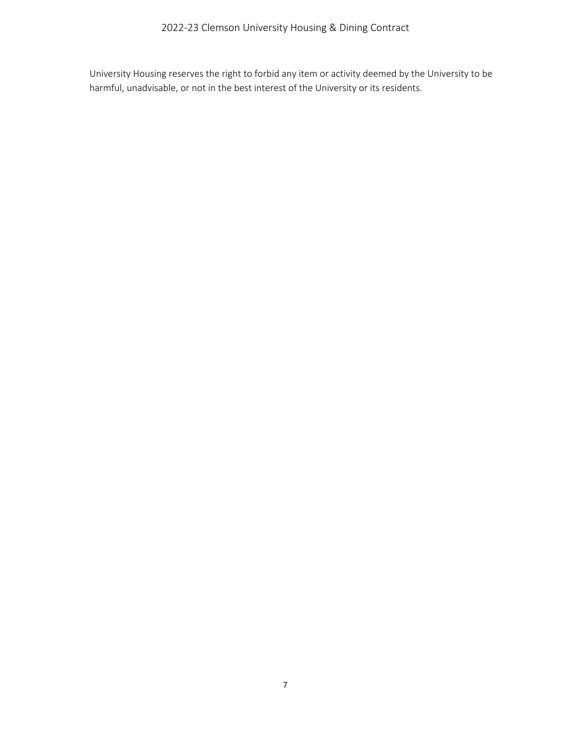University Housing reserves the right to forbid any item or activity deemed by the University to be harmful, unadvisable, or not in the best interest of the University or its residents.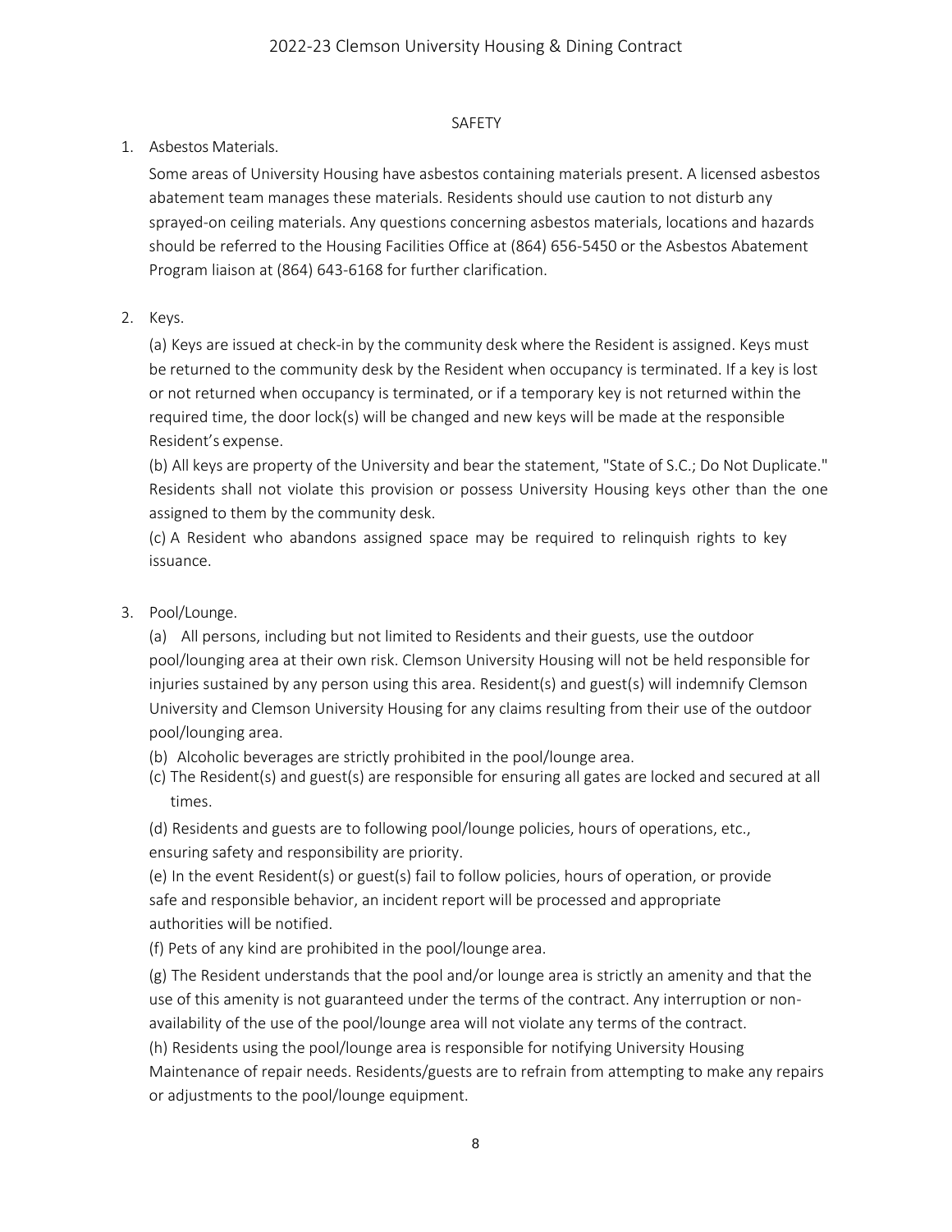## SAFETY

1. Asbestos Materials.

   Some areas of University Housing have asbestos containing materials present. A licensed asbestos abatement team manages these materials. Residents should use caution to not disturb any sprayed-on ceiling materials. Any questions concerning asbestos materials, locations and hazards should be referred to the Housing Facilities Office at (864) 656-5450 or the Asbestos Abatement Program liaison at (864) 643-6168 for further clarification.

2. Keys.

   (a) Keys are issued at check-in by the community desk where the Resident is assigned. Keys must be returned to the community desk by the Resident when occupancy is terminated. If a key is lost or not returned when occupancy is terminated, or if a temporary key is not returned within the required time, the door lock(s) will be changed and new keys will be made at the responsible Resident's expense.

   (b) All keys are property of the University and bear the statement, "State of S.C.; Do Not Duplicate." Residents shall not violate this provision or possess University Housing keys other than the one assigned to them by the community desk.

   (c) A Resident who abandons assigned space may be required to relinquish rights to key issuance.

3. Pool/Lounge.

   (a) All persons, including but not limited to Residents and their guests, use the outdoor pool/lounging area at their own risk. Clemson University Housing will not be held responsible for injuries sustained by any person using this area. Resident(s) and guest(s) will indemnify Clemson University and Clemson University Housing for any claims resulting from their use of the outdoor pool/lounging area.

   (b) Alcoholic beverages are strictly prohibited in the pool/lounge area.

   (c) The Resident(s) and guest(s) are responsible for ensuring all gates are locked and secured at all times.

   (d) Residents and guests are to following pool/lounge policies, hours of operations, etc., ensuring safety and responsibility are priority.

   (e) In the event Resident(s) or guest(s) fail to follow policies, hours of operation, or provide safe and responsible behavior, an incident report will be processed and appropriate authorities will be notified.

   (f) Pets of any kind are prohibited in the pool/lounge area.

   (g) The Resident understands that the pool and/or lounge area is strictly an amenity and that the use of this amenity is not guaranteed under the terms of the contract. Any interruption or non-availability of the use of the pool/lounge area will not violate any terms of the contract.

   (h) Residents using the pool/lounge area is responsible for notifying University Housing Maintenance of repair needs. Residents/guests are to refrain from attempting to make any repairs or adjustments to the pool/lounge equipment.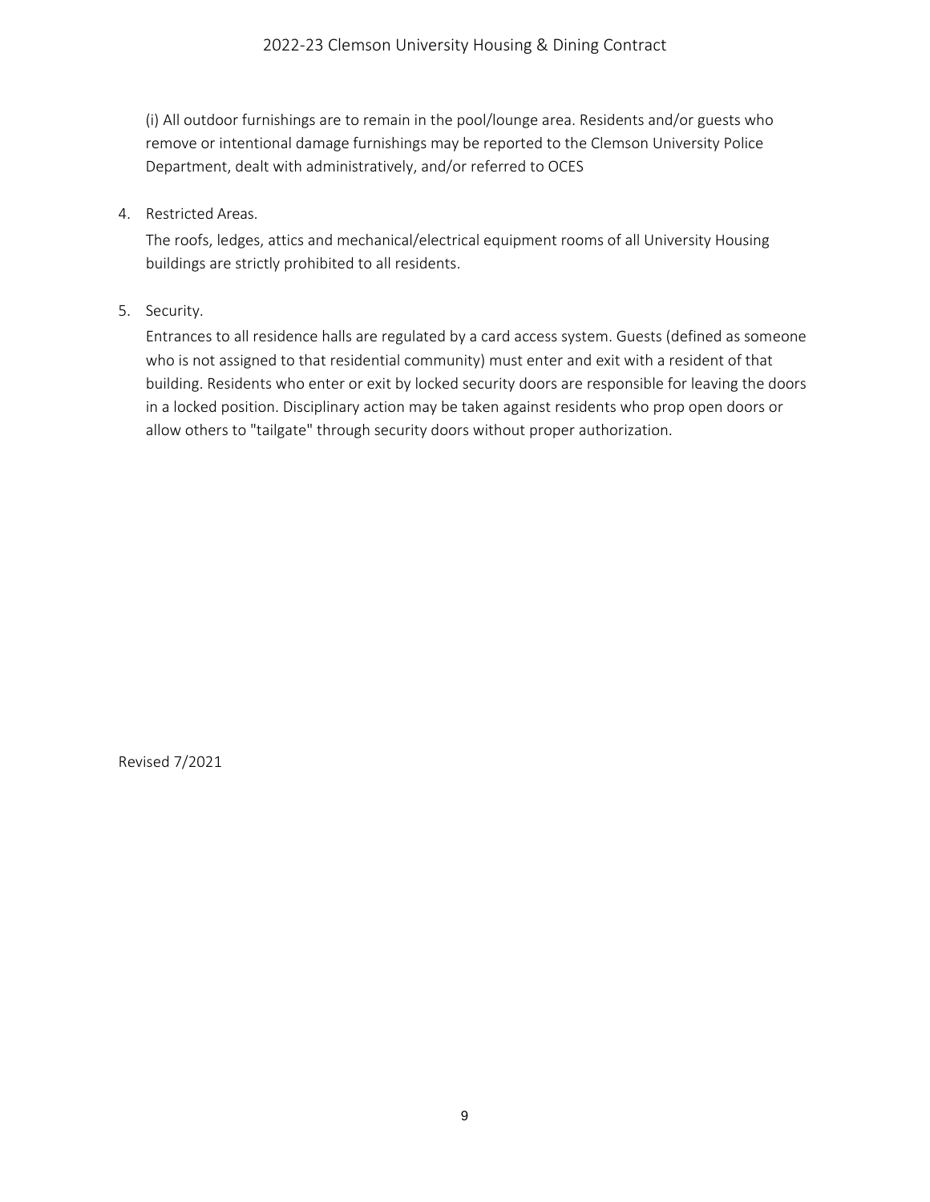(i) All outdoor furnishings are to remain in the pool/lounge area. Residents and/or guests who remove or intentional damage furnishings may be reported to the Clemson University Police Department, dealt with administratively, and/or referred to OCES

4. Restricted Areas.

   The roofs, ledges, attics and mechanical/electrical equipment rooms of all University Housing buildings are strictly prohibited to all residents.

5. Security.

   Entrances to all residence halls are regulated by a card access system. Guests (defined as someone who is not assigned to that residential community) must enter and exit with a resident of that building. Residents who enter or exit by locked security doors are responsible for leaving the doors in a locked position. Disciplinary action may be taken against residents who prop open doors or allow others to "tailgate" through security doors without proper authorization.

Revised 7/2021